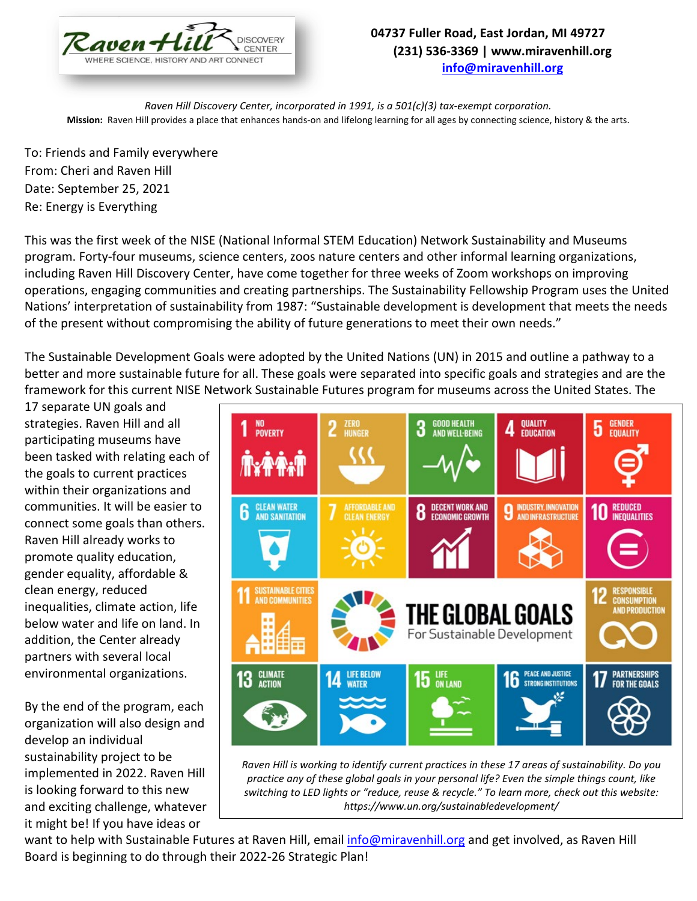Raven Hill DISCOVERY CENTER
WHERE SCIENCE, HISTORY AND ART CONNECT

**04737 Fuller Road, East Jordan, MI 49727**
**(231) 536-3369 | www.miravenhill.org**
**info@miravenhill.org**

*Raven Hill Discovery Center, incorporated in 1991, is a 501(c)(3) tax-exempt corporation.*
**Mission:** Raven Hill provides a place that enhances hands-on and lifelong learning for all ages by connecting science, history & the arts.

To: Friends and Family everywhere
From: Cheri and Raven Hill
Date: September 25, 2021
Re: Energy is Everything

This was the first week of the NISE (National Informal STEM Education) Network Sustainability and Museums program. Forty-four museums, science centers, zoos nature centers and other informal learning organizations, including Raven Hill Discovery Center, have come together for three weeks of Zoom workshops on improving operations, engaging communities and creating partnerships. The Sustainability Fellowship Program uses the United Nations' interpretation of sustainability from 1987: "Sustainable development is development that meets the needs of the present without compromising the ability of future generations to meet their own needs."

The Sustainable Development Goals were adopted by the United Nations (UN) in 2015 and outline a pathway to a better and more sustainable future for all. These goals were separated into specific goals and strategies and are the framework for this current NISE Network Sustainable Futures program for museums across the United States. The 17 separate UN goals and strategies. Raven Hill and all participating museums have been tasked with relating each of the goals to current practices within their organizations and communities. It will be easier to connect some goals than others. Raven Hill already works to promote quality education, gender equality, affordable & clean energy, reduced inequalities, climate action, life below water and life on land. In addition, the Center already partners with several local environmental organizations.

By the end of the program, each organization will also design and develop an individual sustainability project to be implemented in 2022. Raven Hill is looking forward to this new and exciting challenge, whatever it might be! If you have ideas or want to help with Sustainable Futures at Raven Hill, email info@miravenhill.org and get involved, as Raven Hill Board is beginning to do through their 2022-26 Strategic Plan!

THE GLOBAL GOALS For Sustainable Development

1. NO POVERTY
2. ZERO HUNGER
3. GOOD HEALTH AND WELL-BEING
4. QUALITY EDUCATION
5. GENDER EQUALITY
6. CLEAN WATER AND SANITATION
7. AFFORDABLE AND CLEAN ENERGY
8. DECENT WORK AND ECONOMIC GROWTH
9. INDUSTRY, INNOVATION AND INFRASTRUCTURE
10. REDUCED INEQUALITIES
11. SUSTAINABLE CITIES AND COMMUNITIES
12. RESPONSIBLE CONSUMPTION AND PRODUCTION
13. CLIMATE ACTION
14. LIFE BELOW WATER
15. LIFE ON LAND
16. PEACE AND JUSTICE STRONG INSTITUTIONS
17. PARTNERSHIPS FOR THE GOALS

*Raven Hill is working to identify current practices in these 17 areas of sustainability. Do you practice any of these global goals in your personal life? Even the simple things count, like switching to LED lights or "reduce, reuse & recycle." To learn more, check out this website: https://www.un.org/sustainabledevelopment/*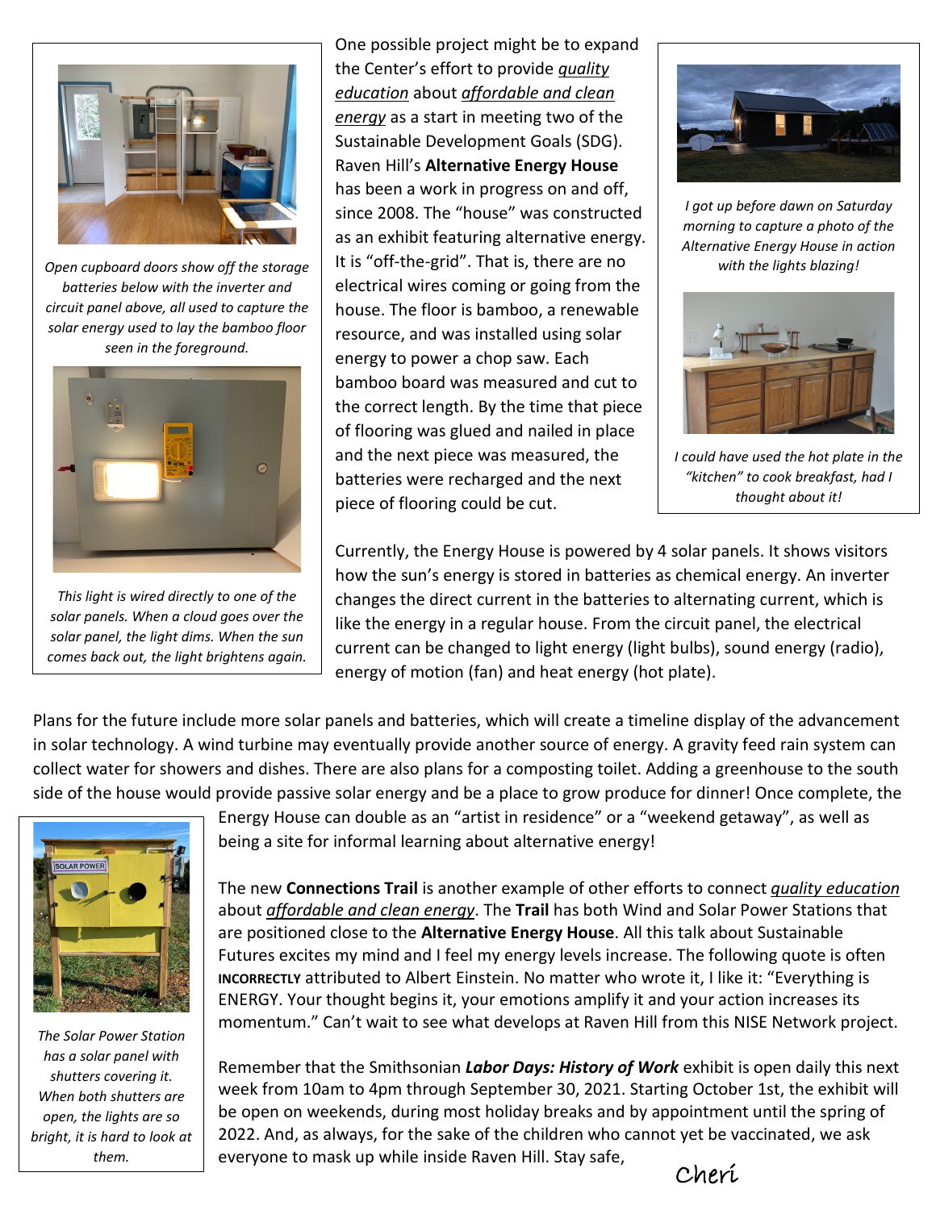*Open cupboard doors show off the storage batteries below with the inverter and circuit panel above, all used to capture the solar energy used to lay the bamboo floor seen in the foreground.*

*This light is wired directly to one of the solar panels. When a cloud goes over the solar panel, the light dims. When the sun comes back out, the light brightens again.*

One possible project might be to expand the Center's effort to provide ***quality education*** about ***affordable and clean energy*** as a start in meeting two of the Sustainable Development Goals (SDG). Raven Hill's **Alternative Energy House** has been a work in progress on and off, since 2008. The "house" was constructed as an exhibit featuring alternative energy. It is "off-the-grid". That is, there are no electrical wires coming or going from the house. The floor is bamboo, a renewable resource, and was installed using solar energy to power a chop saw. Each bamboo board was measured and cut to the correct length. By the time that piece of flooring was glued and nailed in place and the next piece was measured, the batteries were recharged and the next piece of flooring could be cut.

*I got up before dawn on Saturday morning to capture a photo of the Alternative Energy House in action with the lights blazing!*

*I could have used the hot plate in the "kitchen" to cook breakfast, had I thought about it!*

Currently, the Energy House is powered by 4 solar panels. It shows visitors how the sun's energy is stored in batteries as chemical energy. An inverter changes the direct current in the batteries to alternating current, which is like the energy in a regular house. From the circuit panel, the electrical current can be changed to light energy (light bulbs), sound energy (radio), energy of motion (fan) and heat energy (hot plate).

Plans for the future include more solar panels and batteries, which will create a timeline display of the advancement in solar technology. A wind turbine may eventually provide another source of energy. A gravity feed rain system can collect water for showers and dishes. There are also plans for a composting toilet. Adding a greenhouse to the south side of the house would provide passive solar energy and be a place to grow produce for dinner! Once complete, the Energy House can double as an "artist in residence" or a "weekend getaway", as well as being a site for informal learning about alternative energy!

*The Solar Power Station has a solar panel with shutters covering it. When both shutters are open, the lights are so bright, it is hard to look at them.*

The new **Connections Trail** is another example of other efforts to connect ***quality education*** about ***affordable and clean energy***. The **Trail** has both Wind and Solar Power Stations that are positioned close to the **Alternative Energy House**. All this talk about Sustainable Futures excites my mind and I feel my energy levels increase. The following quote is often **INCORRECTLY** attributed to Albert Einstein. No matter who wrote it, I like it: "Everything is ENERGY. Your thought begins it, your emotions amplify it and your action increases its momentum." Can't wait to see what develops at Raven Hill from this NISE Network project.

Remember that the Smithsonian ***Labor Days: History of Work*** exhibit is open daily this next week from 10am to 4pm through September 30, 2021. Starting October 1st, the exhibit will be open on weekends, during most holiday breaks and by appointment until the spring of 2022. And, as always, for the sake of the children who cannot yet be vaccinated, we ask everyone to mask up while inside Raven Hill. Stay safe,

Cherí